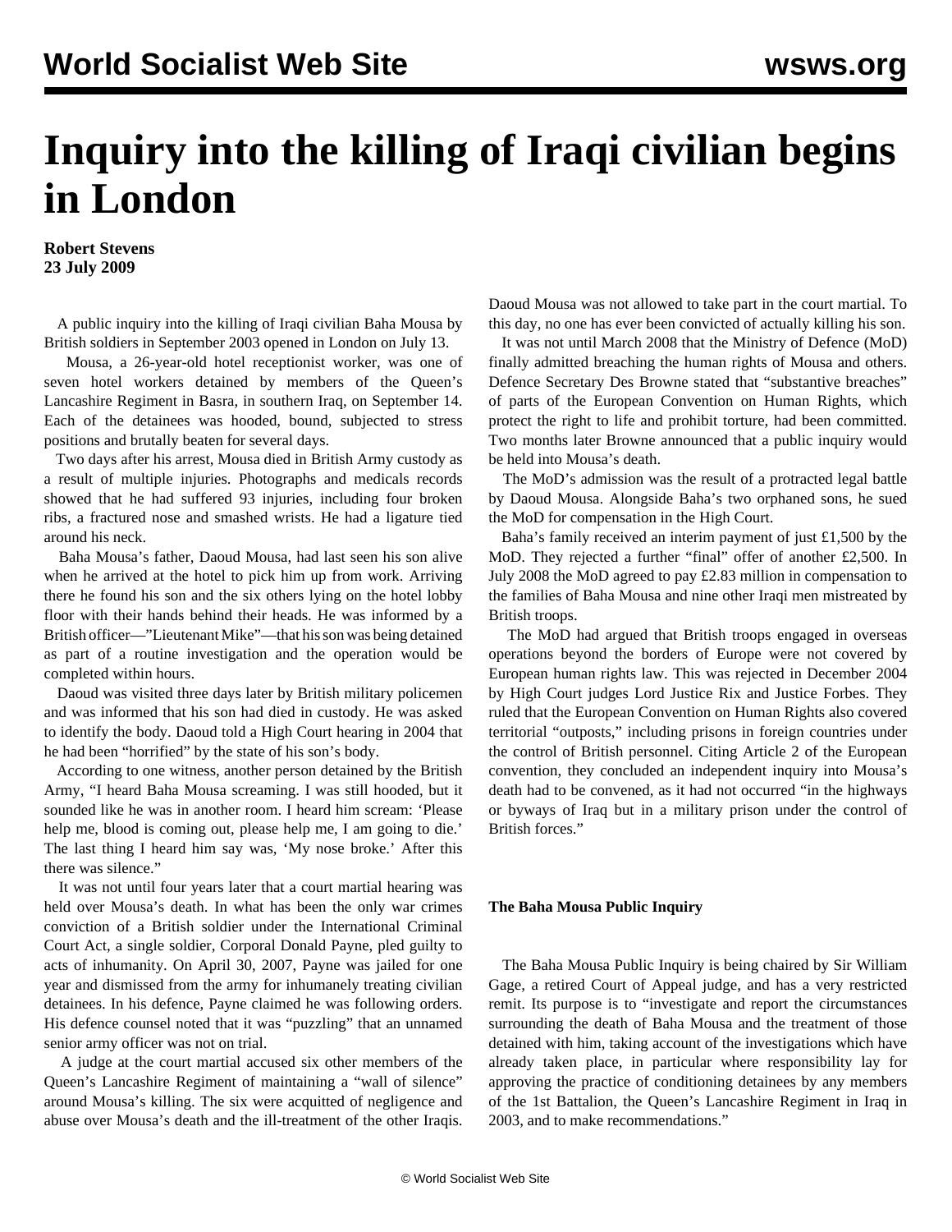# Inquiry into the killing of Iraqi civilian begins in London

**Robert Stevens**
**23 July 2009**

A public inquiry into the killing of Iraqi civilian Baha Mousa by British soldiers in September 2003 opened in London on July 13.

Mousa, a 26-year-old hotel receptionist worker, was one of seven hotel workers detained by members of the Queen's Lancashire Regiment in Basra, in southern Iraq, on September 14. Each of the detainees was hooded, bound, subjected to stress positions and brutally beaten for several days.

Two days after his arrest, Mousa died in British Army custody as a result of multiple injuries. Photographs and medicals records showed that he had suffered 93 injuries, including four broken ribs, a fractured nose and smashed wrists. He had a ligature tied around his neck.

Baha Mousa's father, Daoud Mousa, had last seen his son alive when he arrived at the hotel to pick him up from work. Arriving there he found his son and the six others lying on the hotel lobby floor with their hands behind their heads. He was informed by a British officer—"Lieutenant Mike"—that his son was being detained as part of a routine investigation and the operation would be completed within hours.

Daoud was visited three days later by British military policemen and was informed that his son had died in custody. He was asked to identify the body. Daoud told a High Court hearing in 2004 that he had been "horrified" by the state of his son's body.

According to one witness, another person detained by the British Army, "I heard Baha Mousa screaming. I was still hooded, but it sounded like he was in another room. I heard him scream: 'Please help me, blood is coming out, please help me, I am going to die.' The last thing I heard him say was, 'My nose broke.' After this there was silence."

It was not until four years later that a court martial hearing was held over Mousa's death. In what has been the only war crimes conviction of a British soldier under the International Criminal Court Act, a single soldier, Corporal Donald Payne, pled guilty to acts of inhumanity. On April 30, 2007, Payne was jailed for one year and dismissed from the army for inhumanely treating civilian detainees. In his defence, Payne claimed he was following orders. His defence counsel noted that it was "puzzling" that an unnamed senior army officer was not on trial.

A judge at the court martial accused six other members of the Queen's Lancashire Regiment of maintaining a "wall of silence" around Mousa's killing. The six were acquitted of negligence and abuse over Mousa's death and the ill-treatment of the other Iraqis. Daoud Mousa was not allowed to take part in the court martial. To this day, no one has ever been convicted of actually killing his son.

It was not until March 2008 that the Ministry of Defence (MoD) finally admitted breaching the human rights of Mousa and others. Defence Secretary Des Browne stated that "substantive breaches" of parts of the European Convention on Human Rights, which protect the right to life and prohibit torture, had been committed. Two months later Browne announced that a public inquiry would be held into Mousa's death.

The MoD's admission was the result of a protracted legal battle by Daoud Mousa. Alongside Baha's two orphaned sons, he sued the MoD for compensation in the High Court.

Baha's family received an interim payment of just £1,500 by the MoD. They rejected a further "final" offer of another £2,500. In July 2008 the MoD agreed to pay £2.83 million in compensation to the families of Baha Mousa and nine other Iraqi men mistreated by British troops.

The MoD had argued that British troops engaged in overseas operations beyond the borders of Europe were not covered by European human rights law. This was rejected in December 2004 by High Court judges Lord Justice Rix and Justice Forbes. They ruled that the European Convention on Human Rights also covered territorial "outposts," including prisons in foreign countries under the control of British personnel. Citing Article 2 of the European convention, they concluded an independent inquiry into Mousa's death had to be convened, as it had not occurred "in the highways or byways of Iraq but in a military prison under the control of British forces."

**The Baha Mousa Public Inquiry**

The Baha Mousa Public Inquiry is being chaired by Sir William Gage, a retired Court of Appeal judge, and has a very restricted remit. Its purpose is to "investigate and report the circumstances surrounding the death of Baha Mousa and the treatment of those detained with him, taking account of the investigations which have already taken place, in particular where responsibility lay for approving the practice of conditioning detainees by any members of the 1st Battalion, the Queen's Lancashire Regiment in Iraq in 2003, and to make recommendations."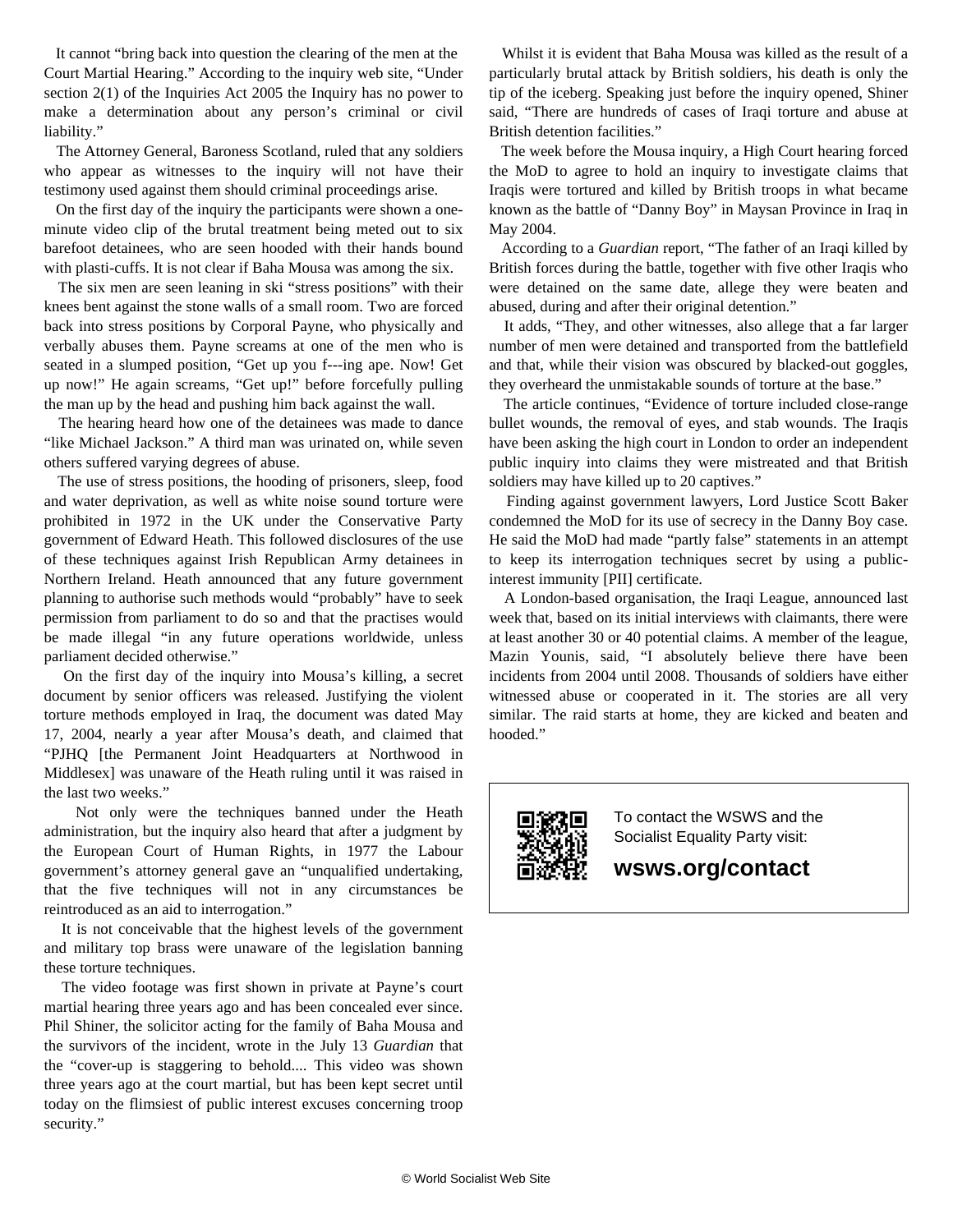It cannot "bring back into question the clearing of the men at the Court Martial Hearing." According to the inquiry web site, "Under section 2(1) of the Inquiries Act 2005 the Inquiry has no power to make a determination about any person's criminal or civil liability."

The Attorney General, Baroness Scotland, ruled that any soldiers who appear as witnesses to the inquiry will not have their testimony used against them should criminal proceedings arise.

On the first day of the inquiry the participants were shown a one-minute video clip of the brutal treatment being meted out to six barefoot detainees, who are seen hooded with their hands bound with plasti-cuffs. It is not clear if Baha Mousa was among the six.

The six men are seen leaning in ski "stress positions" with their knees bent against the stone walls of a small room. Two are forced back into stress positions by Corporal Payne, who physically and verbally abuses them. Payne screams at one of the men who is seated in a slumped position, "Get up you f---ing ape. Now! Get up now!" He again screams, "Get up!" before forcefully pulling the man up by the head and pushing him back against the wall.

The hearing heard how one of the detainees was made to dance "like Michael Jackson." A third man was urinated on, while seven others suffered varying degrees of abuse.

The use of stress positions, the hooding of prisoners, sleep, food and water deprivation, as well as white noise sound torture were prohibited in 1972 in the UK under the Conservative Party government of Edward Heath. This followed disclosures of the use of these techniques against Irish Republican Army detainees in Northern Ireland. Heath announced that any future government planning to authorise such methods would "probably" have to seek permission from parliament to do so and that the practises would be made illegal "in any future operations worldwide, unless parliament decided otherwise."

On the first day of the inquiry into Mousa's killing, a secret document by senior officers was released. Justifying the violent torture methods employed in Iraq, the document was dated May 17, 2004, nearly a year after Mousa's death, and claimed that "PJHQ [the Permanent Joint Headquarters at Northwood in Middlesex] was unaware of the Heath ruling until it was raised in the last two weeks."

Not only were the techniques banned under the Heath administration, but the inquiry also heard that after a judgment by the European Court of Human Rights, in 1977 the Labour government's attorney general gave an "unqualified undertaking, that the five techniques will not in any circumstances be reintroduced as an aid to interrogation."

It is not conceivable that the highest levels of the government and military top brass were unaware of the legislation banning these torture techniques.

The video footage was first shown in private at Payne's court martial hearing three years ago and has been concealed ever since. Phil Shiner, the solicitor acting for the family of Baha Mousa and the survivors of the incident, wrote in the July 13 *Guardian* that the "cover-up is staggering to behold.... This video was shown three years ago at the court martial, but has been kept secret until today on the flimsiest of public interest excuses concerning troop security."

Whilst it is evident that Baha Mousa was killed as the result of a particularly brutal attack by British soldiers, his death is only the tip of the iceberg. Speaking just before the inquiry opened, Shiner said, "There are hundreds of cases of Iraqi torture and abuse at British detention facilities."

The week before the Mousa inquiry, a High Court hearing forced the MoD to agree to hold an inquiry to investigate claims that Iraqis were tortured and killed by British troops in what became known as the battle of "Danny Boy" in Maysan Province in Iraq in May 2004.

According to a *Guardian* report, "The father of an Iraqi killed by British forces during the battle, together with five other Iraqis who were detained on the same date, allege they were beaten and abused, during and after their original detention."

It adds, "They, and other witnesses, also allege that a far larger number of men were detained and transported from the battlefield and that, while their vision was obscured by blacked-out goggles, they overheard the unmistakable sounds of torture at the base."

The article continues, "Evidence of torture included close-range bullet wounds, the removal of eyes, and stab wounds. The Iraqis have been asking the high court in London to order an independent public inquiry into claims they were mistreated and that British soldiers may have killed up to 20 captives."

Finding against government lawyers, Lord Justice Scott Baker condemned the MoD for its use of secrecy in the Danny Boy case. He said the MoD had made "partly false" statements in an attempt to keep its interrogation techniques secret by using a public-interest immunity [PII] certificate.

A London-based organisation, the Iraqi League, announced last week that, based on its initial interviews with claimants, there were at least another 30 or 40 potential claims. A member of the league, Mazin Younis, said, "I absolutely believe there have been incidents from 2004 until 2008. Thousands of soldiers have either witnessed abuse or cooperated in it. The stories are all very similar. The raid starts at home, they are kicked and beaten and hooded."

To contact the WSWS and the Socialist Equality Party visit:

**wsws.org/contact**